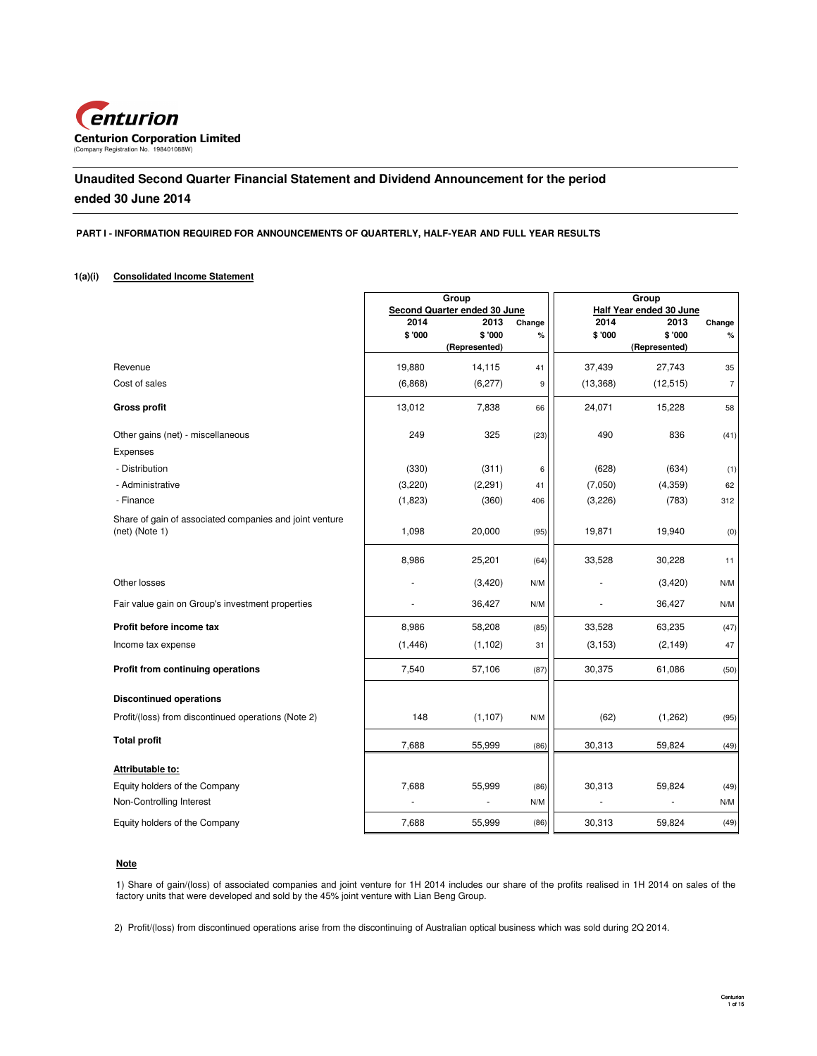Centurion

**Centurion Corporation Limited**
(Company Registration No. 198401088W)

# Unaudited Second Quarter Financial Statement and Dividend Announcement for the period ended 30 June 2014

## PART I - INFORMATION REQUIRED FOR ANNOUNCEMENTS OF QUARTERLY, HALF-YEAR AND FULL YEAR RESULTS

### 1(a)(i) Consolidated Income Statement

| | Group Second Quarter ended 30 June | | | Group Half Year ended 30 June | | |
|---|---|---|---|---|---|---|
| | 2014 | 2013 | Change | 2014 | 2013 | Change |
| | $ '000 | $ '000 (Represented) | % | $ '000 | $ '000 (Represented) | % |
| Revenue | 19,880 | 14,115 | 41 | 37,439 | 27,743 | 35 |
| Cost of sales | (6,868) | (6,277) | 9 | (13,368) | (12,515) | 7 |
| **Gross profit** | 13,012 | 7,838 | 66 | 24,071 | 15,228 | 58 |
| Other gains (net) - miscellaneous | 249 | 325 | (23) | 490 | 836 | (41) |
| Expenses | | | | | | |
| - Distribution | (330) | (311) | 6 | (628) | (634) | (1) |
| - Administrative | (3,220) | (2,291) | 41 | (7,050) | (4,359) | 62 |
| - Finance | (1,823) | (360) | 406 | (3,226) | (783) | 312 |
| Share of gain of associated companies and joint venture (net) (Note 1) | 1,098 | 20,000 | (95) | 19,871 | 19,940 | (0) |
| | 8,986 | 25,201 | (64) | 33,528 | 30,228 | 11 |
| Other losses | - | (3,420) | N/M | - | (3,420) | N/M |
| Fair value gain on Group's investment properties | - | 36,427 | N/M | - | 36,427 | N/M |
| **Profit before income tax** | 8,986 | 58,208 | (85) | 33,528 | 63,235 | (47) |
| Income tax expense | (1,446) | (1,102) | 31 | (3,153) | (2,149) | 47 |
| **Profit from continuing operations** | 7,540 | 57,106 | (87) | 30,375 | 61,086 | (50) |
| **Discontinued operations** | | | | | | |
| Profit/(loss) from discontinued operations (Note 2) | 148 | (1,107) | N/M | (62) | (1,262) | (95) |
| **Total profit** | 7,688 | 55,999 | (86) | 30,313 | 59,824 | (49) |
| **Attributable to:** | | | | | | |
| Equity holders of the Company | 7,688 | 55,999 | (86) | 30,313 | 59,824 | (49) |
| Non-Controlling Interest | - | - | N/M | - | - | N/M |
| Equity holders of the Company | 7,688 | 55,999 | (86) | 30,313 | 59,824 | (49) |

**Note**

1) Share of gain/(loss) of associated companies and joint venture for 1H 2014 includes our share of the profits realised in 1H 2014 on sales of the factory units that were developed and sold by the 45% joint venture with Lian Beng Group.

2) Profit/(loss) from discontinued operations arise from the discontinuing of Australian optical business which was sold during 2Q 2014.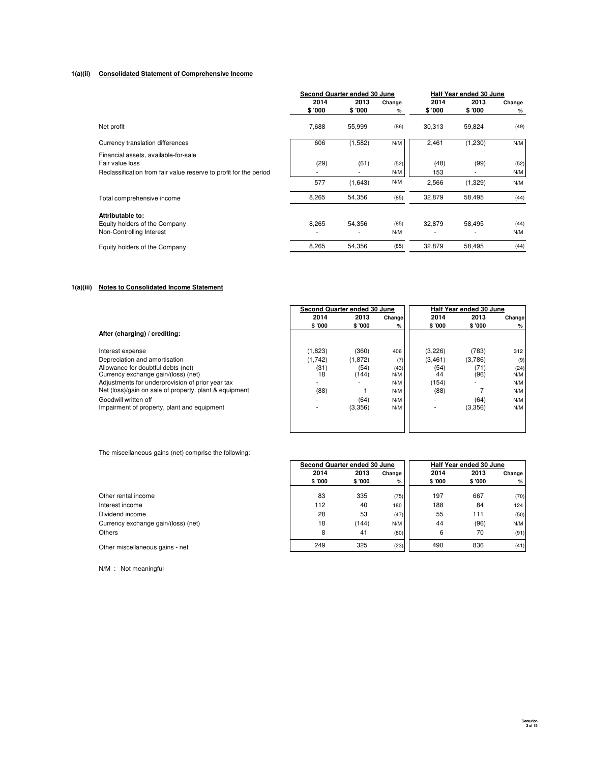### 1(a)(ii) Consolidated Statement of Comprehensive Income

| | Second Quarter ended 30 June | | | Half Year ended 30 June | | |
|---|---|---|---|---|---|---|
| | 2014 | 2013 | Change | 2014 | 2013 | Change |
| | $ '000 | $ '000 | % | $ '000 | $ '000 | % |
| Net profit | 7,688 | 55,999 | (86) | 30,313 | 59,824 | (49) |
| Currency translation differences | 606 | (1,582) | N/M | 2,461 | (1,230) | N/M |
| Financial assets, available-for-sale | | | | | | |
| Fair value loss | (29) | (61) | (52) | (48) | (99) | (52) |
| Reclassification from fair value reserve to profit for the period | - | - | N/M | 153 | - | N/M |
| | 577 | (1,643) | N/M | 2,566 | (1,329) | N/M |
| Total comprehensive income | 8,265 | 54,356 | (85) | 32,879 | 58,495 | (44) |
| **Attributable to:** | | | | | | |
| Equity holders of the Company | 8,265 | 54,356 | (85) | 32,879 | 58,495 | (44) |
| Non-Controlling Interest | - | - | N/M | - | - | N/M |
| Equity holders of the Company | 8,265 | 54,356 | (85) | 32,879 | 58,495 | (44) |

### 1(a)(iii) Notes to Consolidated Income Statement

| | Second Quarter ended 30 June | | | Half Year ended 30 June | | |
|---|---|---|---|---|---|---|
| | 2014 | 2013 | Change | 2014 | 2013 | Change |
| | $ '000 | $ '000 | % | $ '000 | $ '000 | % |
| **After (charging) / crediting:** | | | | | | |
| Interest expense | (1,823) | (360) | 406 | (3,226) | (783) | 312 |
| Depreciation and amortisation | (1,742) | (1,872) | (7) | (3,461) | (3,786) | (9) |
| Allowance for doubtful debts (net) | (31) | (54) | (43) | (54) | (71) | (24) |
| Currency exchange gain/(loss) (net) | 18 | (144) | N/M | 44 | (96) | N/M |
| Adjustments for underprovision of prior year tax | - | - | N/M | (154) | - | N/M |
| Net (loss)/gain on sale of property, plant & equipment | (88) | 1 | N/M | (88) | 7 | N/M |
| Goodwill written off | - | (64) | N/M | - | (64) | N/M |
| Impairment of property, plant and equipment | - | (3,356) | N/M | - | (3,356) | N/M |

The miscellaneous gains (net) comprise the following:

| | Second Quarter ended 30 June | | | Half Year ended 30 June | | |
|---|---|---|---|---|---|---|
| | 2014 | 2013 | Change | 2014 | 2013 | Change |
| | $ '000 | $ '000 | % | $ '000 | $ '000 | % |
| Other rental income | 83 | 335 | (75) | 197 | 667 | (70) |
| Interest income | 112 | 40 | 180 | 188 | 84 | 124 |
| Dividend income | 28 | 53 | (47) | 55 | 111 | (50) |
| Currency exchange gain/(loss) (net) | 18 | (144) | N/M | 44 | (96) | N/M |
| Others | 8 | 41 | (80) | 6 | 70 | (91) |
| Other miscellaneous gains - net | 249 | 325 | (23) | 490 | 836 | (41) |

N/M : Not meaningful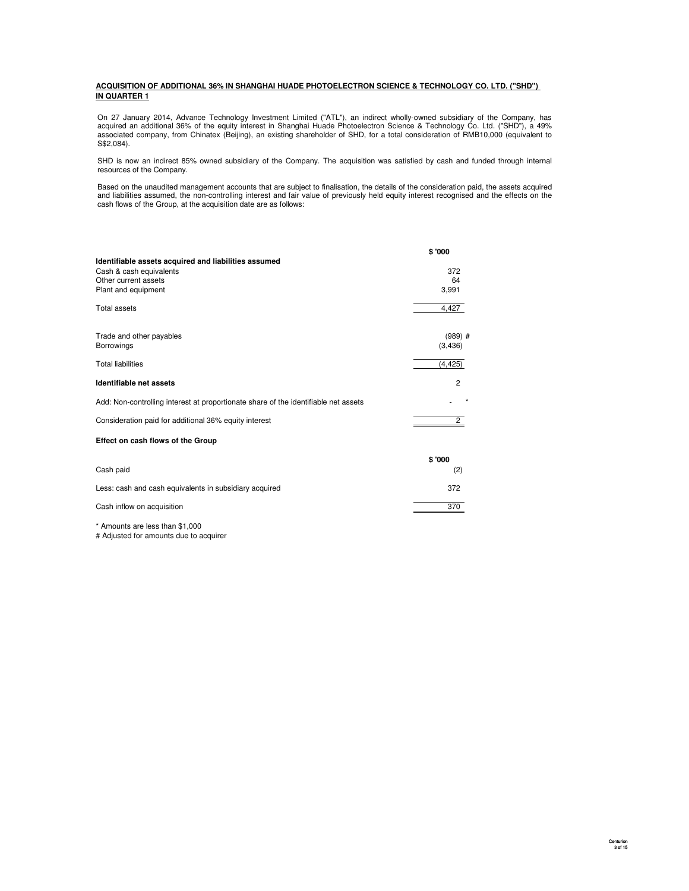**ACQUISITION OF ADDITIONAL 36% IN SHANGHAI HUADE PHOTOELECTRON SCIENCE & TECHNOLOGY CO. LTD. ("SHD") IN QUARTER 1**

On 27 January 2014, Advance Technology Investment Limited ("ATL"), an indirect wholly-owned subsidiary of the Company, has acquired an additional 36% of the equity interest in Shanghai Huade Photoelectron Science & Technology Co. Ltd. ("SHD"), a 49% associated company, from Chinatex (Beijing), an existing shareholder of SHD, for a total consideration of RMB10,000 (equivalent to S$2,084).

SHD is now an indirect 85% owned subsidiary of the Company. The acquisition was satisfied by cash and funded through internal resources of the Company.

Based on the unaudited management accounts that are subject to finalisation, the details of the consideration paid, the assets acquired and liabilities assumed, the non-controlling interest and fair value of previously held equity interest recognised and the effects on the cash flows of the Group, at the acquisition date are as follows:

| | $ '000 |
|---|---|
| **Identifiable assets acquired and liabilities assumed** | |
| Cash & cash equivalents | 372 |
| Other current assets | 64 |
| Plant and equipment | 3,991 |
| Total assets | 4,427 |
| Trade and other payables | (989) # |
| Borrowings | (3,436) |
| Total liabilities | (4,425) |
| **Identifiable net assets** | 2 |
| Add: Non-controlling interest at proportionate share of the identifiable net assets | - * |
| Consideration paid for additional 36% equity interest | 2 |

**Effect on cash flows of the Group**

| | $ '000 |
|---|---|
| Cash paid | (2) |
| Less: cash and cash equivalents in subsidiary acquired | 372 |
| Cash inflow on acquisition | 370 |

\* Amounts are less than $1,000

\# Adjusted for amounts due to acquirer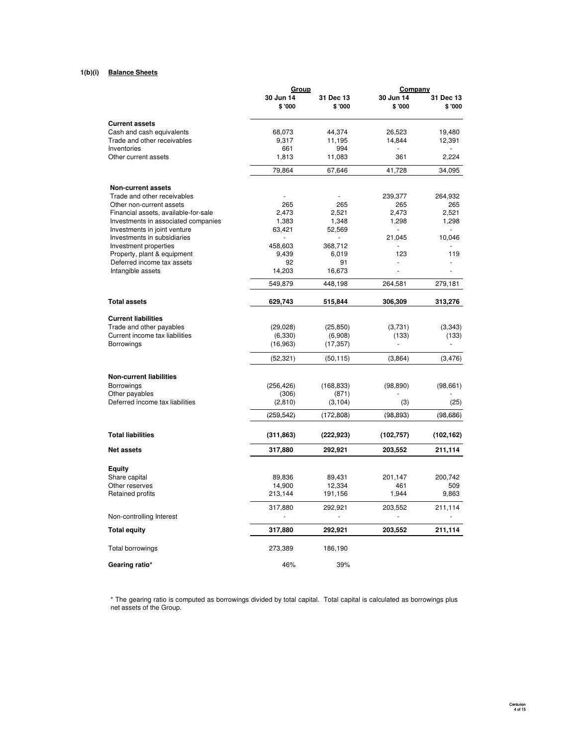**1(b)(i) Balance Sheets**

| | Group | | Company | |
|---|---|---|---|---|
| | 30 Jun 14 | 31 Dec 13 | 30 Jun 14 | 31 Dec 13 |
| | $ '000 | $ '000 | $ '000 | $ '000 |
| **Current assets** | | | | |
| Cash and cash equivalents | 68,073 | 44,374 | 26,523 | 19,480 |
| Trade and other receivables | 9,317 | 11,195 | 14,844 | 12,391 |
| Inventories | 661 | 994 | - | - |
| Other current assets | 1,813 | 11,083 | 361 | 2,224 |
| | 79,864 | 67,646 | 41,728 | 34,095 |
| **Non-current assets** | | | | |
| Trade and other receivables | - | - | 239,377 | 264,932 |
| Other non-current assets | 265 | 265 | 265 | 265 |
| Financial assets, available-for-sale | 2,473 | 2,521 | 2,473 | 2,521 |
| Investments in associated companies | 1,383 | 1,348 | 1,298 | 1,298 |
| Investments in joint venture | 63,421 | 52,569 | - | - |
| Investments in subsidiaries | - | - | 21,045 | 10,046 |
| Investment properties | 458,603 | 368,712 | - | - |
| Property, plant & equipment | 9,439 | 6,019 | 123 | 119 |
| Deferred income tax assets | 92 | 91 | - | - |
| Intangible assets | 14,203 | 16,673 | - | - |
| | 549,879 | 448,198 | 264,581 | 279,181 |
| **Total assets** | **629,743** | **515,844** | **306,309** | **313,276** |
| **Current liabilities** | | | | |
| Trade and other payables | (29,028) | (25,850) | (3,731) | (3,343) |
| Current income tax liabilities | (6,330) | (6,908) | (133) | (133) |
| Borrowings | (16,963) | (17,357) | - | - |
| | (52,321) | (50,115) | (3,864) | (3,476) |
| **Non-current liabilities** | | | | |
| Borrowings | (256,426) | (168,833) | (98,890) | (98,661) |
| Other payables | (306) | (871) | - | - |
| Deferred income tax liabilities | (2,810) | (3,104) | (3) | (25) |
| | (259,542) | (172,808) | (98,893) | (98,686) |
| **Total liabilities** | **(311,863)** | **(222,923)** | **(102,757)** | **(102,162)** |
| **Net assets** | **317,880** | **292,921** | **203,552** | **211,114** |
| **Equity** | | | | |
| Share capital | 89,836 | 89,431 | 201,147 | 200,742 |
| Other reserves | 14,900 | 12,334 | 461 | 509 |
| Retained profits | 213,144 | 191,156 | 1,944 | 9,863 |
| | 317,880 | 292,921 | 203,552 | 211,114 |
| Non-controlling Interest | - | - | - | - |
| **Total equity** | **317,880** | **292,921** | **203,552** | **211,114** |
| Total borrowings | 273,389 | 186,190 | | |
| **Gearing ratio*** | 46% | 39% | | |

* The gearing ratio is computed as borrowings divided by total capital. Total capital is calculated as borrowings plus net assets of the Group.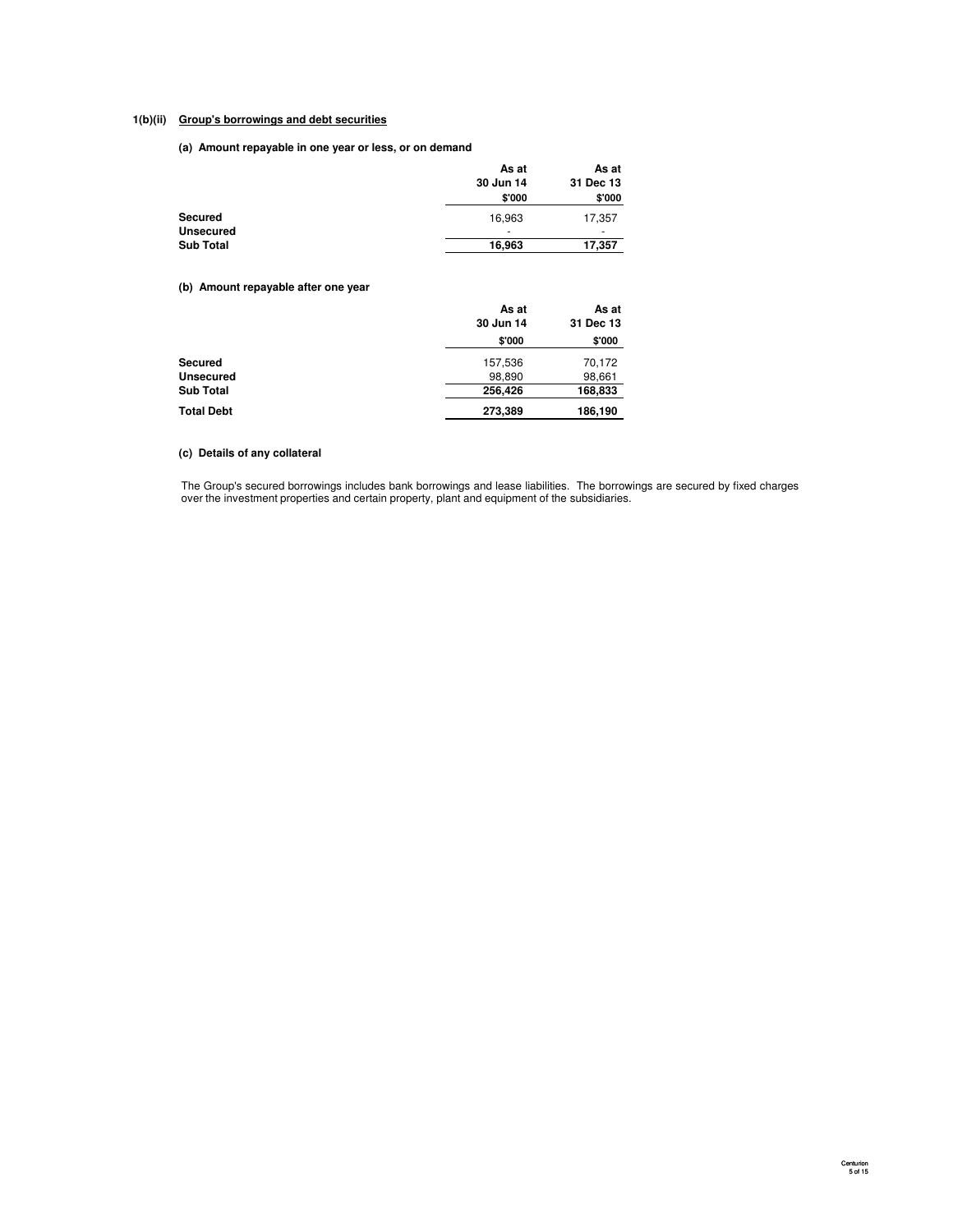## 1(b)(ii) Group's borrowings and debt securities

### (a) Amount repayable in one year or less, or on demand

| | As at 30 Jun 14 $'000 | As at 31 Dec 13 $'000 |
|---|---|---|
| **Secured** | 16,963 | 17,357 |
| **Unsecured** | - | - |
| **Sub Total** | **16,963** | **17,357** |

### (b) Amount repayable after one year

| | As at 30 Jun 14 $'000 | As at 31 Dec 13 $'000 |
|---|---|---|
| **Secured** | 157,536 | 70,172 |
| **Unsecured** | 98,890 | 98,661 |
| **Sub Total** | **256,426** | **168,833** |
| **Total Debt** | **273,389** | **186,190** |

### (c) Details of any collateral

The Group's secured borrowings includes bank borrowings and lease liabilities. The borrowings are secured by fixed charges over the investment properties and certain property, plant and equipment of the subsidiaries.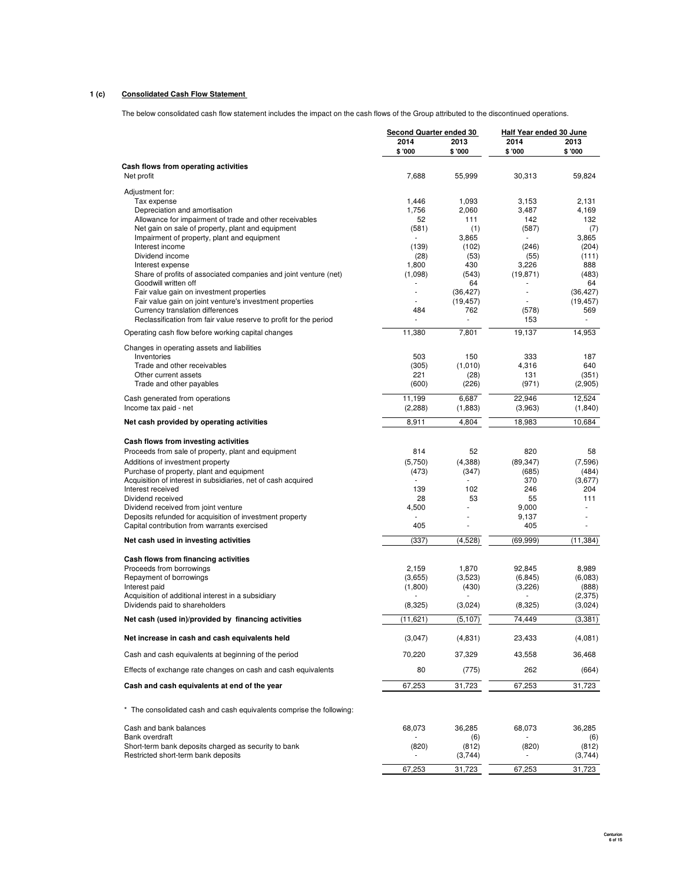**1 (c) Consolidated Cash Flow Statement**

The below consolidated cash flow statement includes the impact on the cash flows of the Group attributed to the discontinued operations.

| | Second Quarter ended 30 | | Half Year ended 30 June | |
|---|---|---|---|---|
| | 2014 | 2013 | 2014 | 2013 |
| | $ '000 | $ '000 | $ '000 | $ '000 |
| **Cash flows from operating activities** | | | | |
| Net profit | 7,688 | 55,999 | 30,313 | 59,824 |
| Adjustment for: | | | | |
| Tax expense | 1,446 | 1,093 | 3,153 | 2,131 |
| Depreciation and amortisation | 1,756 | 2,060 | 3,487 | 4,169 |
| Allowance for impairment of trade and other receivables | 52 | 111 | 142 | 132 |
| Net gain on sale of property, plant and equipment | (581) | (1) | (587) | (7) |
| Impairment of property, plant and equipment | - | 3,865 | - | 3,865 |
| Interest income | (139) | (102) | (246) | (204) |
| Dividend income | (28) | (53) | (55) | (111) |
| Interest expense | 1,800 | 430 | 3,226 | 888 |
| Share of profits of associated companies and joint venture (net) | (1,098) | (543) | (19,871) | (483) |
| Goodwill written off | - | 64 | - | 64 |
| Fair value gain on investment properties | - | (36,427) | - | (36,427) |
| Fair value gain on joint venture's investment properties | - | (19,457) | - | (19,457) |
| Currency translation differences | 484 | 762 | (578) | 569 |
| Reclassification from fair value reserve to profit for the period | - | - | 153 | - |
| Operating cash flow before working capital changes | 11,380 | 7,801 | 19,137 | 14,953 |
| Changes in operating assets and liabilities | | | | |
| Inventories | 503 | 150 | 333 | 187 |
| Trade and other receivables | (305) | (1,010) | 4,316 | 640 |
| Other current assets | 221 | (28) | 131 | (351) |
| Trade and other payables | (600) | (226) | (971) | (2,905) |
| Cash generated from operations | 11,199 | 6,687 | 22,946 | 12,524 |
| Income tax paid - net | (2,288) | (1,883) | (3,963) | (1,840) |
| **Net cash provided by operating activities** | 8,911 | 4,804 | 18,983 | 10,684 |
| **Cash flows from investing activities** | | | | |
| Proceeds from sale of property, plant and equipment | 814 | 52 | 820 | 58 |
| Additions of investment property | (5,750) | (4,388) | (89,347) | (7,596) |
| Purchase of property, plant and equipment | (473) | (347) | (685) | (484) |
| Acquisition of interest in subsidiaries, net of cash acquired | - | - | 370 | (3,677) |
| Interest received | 139 | 102 | 246 | 204 |
| Dividend received | 28 | 53 | 55 | 111 |
| Dividend received from joint venture | 4,500 | - | 9,000 | - |
| Deposits refunded for acquisition of investment property | - | - | 9,137 | - |
| Capital contribution from warrants exercised | 405 | - | 405 | - |
| **Net cash used in investing activities** | (337) | (4,528) | (69,999) | (11,384) |
| **Cash flows from financing activities** | | | | |
| Proceeds from borrowings | 2,159 | 1,870 | 92,845 | 8,989 |
| Repayment of borrowings | (3,655) | (3,523) | (6,845) | (6,083) |
| Interest paid | (1,800) | (430) | (3,226) | (888) |
| Acquisition of additional interest in a subsidiary | - | - | - | (2,375) |
| Dividends paid to shareholders | (8,325) | (3,024) | (8,325) | (3,024) |
| **Net cash (used in)/provided by financing activities** | (11,621) | (5,107) | 74,449 | (3,381) |
| **Net increase in cash and cash equivalents held** | (3,047) | (4,831) | 23,433 | (4,081) |
| Cash and cash equivalents at beginning of the period | 70,220 | 37,329 | 43,558 | 36,468 |
| Effects of exchange rate changes on cash and cash equivalents | 80 | (775) | 262 | (664) |
| **Cash and cash equivalents at end of the year** | 67,253 | 31,723 | 67,253 | 31,723 |

\* The consolidated cash and cash equivalents comprise the following:

| | Second Quarter 2014 | Second Quarter 2013 | Half Year 2014 | Half Year 2013 |
|---|---|---|---|---|
| Cash and bank balances | 68,073 | 36,285 | 68,073 | 36,285 |
| Bank overdraft | - | (6) | - | (6) |
| Short-term bank deposits charged as security to bank | (820) | (812) | (820) | (812) |
| Restricted short-term bank deposits | - | (3,744) | - | (3,744) |
| | 67,253 | 31,723 | 67,253 | 31,723 |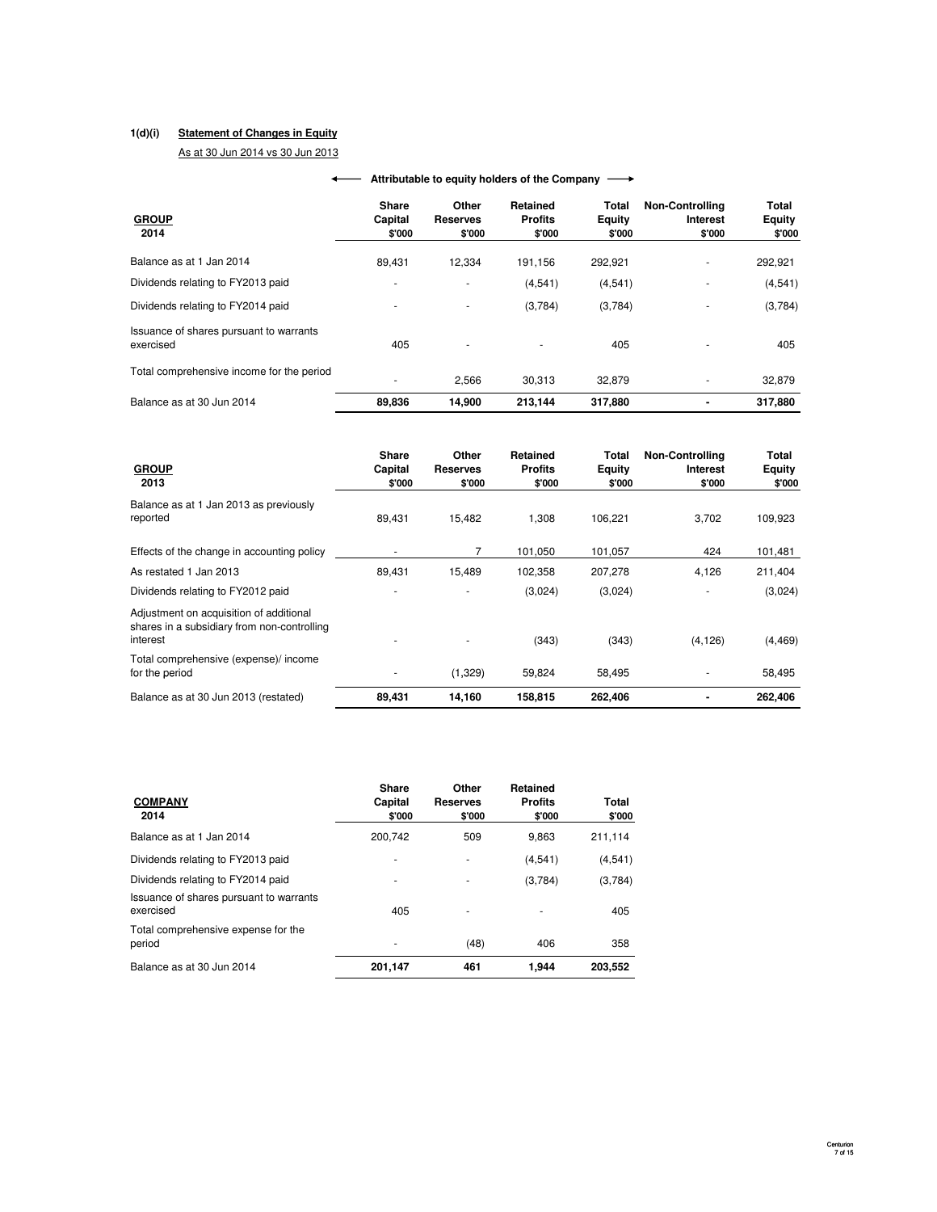### 1(d)(i) **Statement of Changes in Equity**

As at 30 Jun 2014 vs 30 Jun 2013

| **GROUP** 2014 | Share Capital $'000 | Other Reserves $'000 | Retained Profits $'000 | Total Equity $'000 | Non-Controlling Interest $'000 | Total Equity $'000 |
|---|---|---|---|---|---|---|
| | ← Attributable to equity holders of the Company → | | | | | |
| Balance as at 1 Jan 2014 | 89,431 | 12,334 | 191,156 | 292,921 | - | 292,921 |
| Dividends relating to FY2013 paid | - | - | (4,541) | (4,541) | - | (4,541) |
| Dividends relating to FY2014 paid | - | - | (3,784) | (3,784) | - | (3,784) |
| Issuance of shares pursuant to warrants exercised | 405 | - | - | 405 | - | 405 |
| Total comprehensive income for the period | - | 2,566 | 30,313 | 32,879 | - | 32,879 |
| Balance as at 30 Jun 2014 | **89,836** | **14,900** | **213,144** | **317,880** | **-** | **317,880** |

| **GROUP** 2013 | Share Capital $'000 | Other Reserves $'000 | Retained Profits $'000 | Total Equity $'000 | Non-Controlling Interest $'000 | Total Equity $'000 |
|---|---|---|---|---|---|---|
| Balance as at 1 Jan 2013 as previously reported | 89,431 | 15,482 | 1,308 | 106,221 | 3,702 | 109,923 |
| Effects of the change in accounting policy | - | 7 | 101,050 | 101,057 | 424 | 101,481 |
| As restated 1 Jan 2013 | 89,431 | 15,489 | 102,358 | 207,278 | 4,126 | 211,404 |
| Dividends relating to FY2012 paid | - | - | (3,024) | (3,024) | - | (3,024) |
| Adjustment on acquisition of additional shares in a subsidiary from non-controlling interest | - | - | (343) | (343) | (4,126) | (4,469) |
| Total comprehensive (expense)/ income for the period | - | (1,329) | 59,824 | 58,495 | - | 58,495 |
| Balance as at 30 Jun 2013 (restated) | **89,431** | **14,160** | **158,815** | **262,406** | **-** | **262,406** |

| **COMPANY** 2014 | Share Capital $'000 | Other Reserves $'000 | Retained Profits $'000 | Total $'000 |
|---|---|---|---|---|
| Balance as at 1 Jan 2014 | 200,742 | 509 | 9,863 | 211,114 |
| Dividends relating to FY2013 paid | - | - | (4,541) | (4,541) |
| Dividends relating to FY2014 paid | - | - | (3,784) | (3,784) |
| Issuance of shares pursuant to warrants exercised | 405 | - | - | 405 |
| Total comprehensive expense for the period | - | (48) | 406 | 358 |
| Balance as at 30 Jun 2014 | **201,147** | **461** | **1,944** | **203,552** |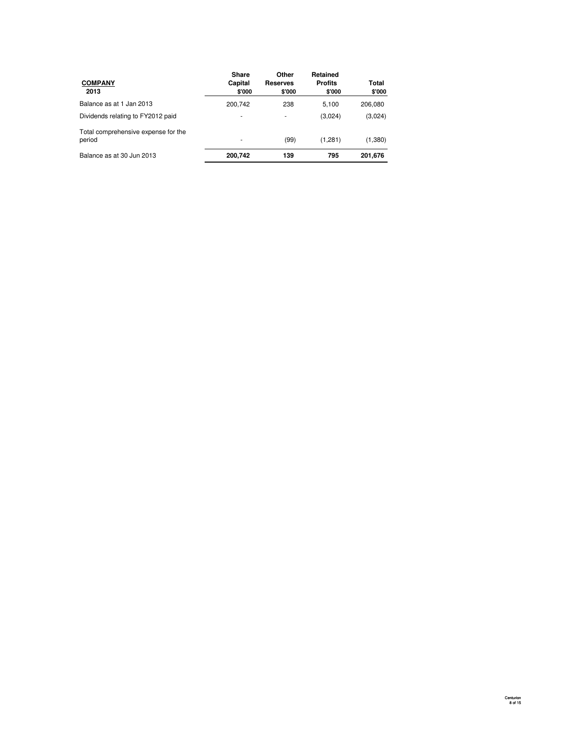| **COMPANY** **2013** | **Share Capital** **$'000** | **Other Reserves** **$'000** | **Retained Profits** **$'000** | **Total** **$'000** |
|---|---|---|---|---|
| Balance as at 1 Jan 2013 | 200,742 | 238 | 5,100 | 206,080 |
| Dividends relating to FY2012 paid | - | - | (3,024) | (3,024) |
| Total comprehensive expense for the period | - | (99) | (1,281) | (1,380) |
| Balance as at 30 Jun 2013 | **200,742** | **139** | **795** | **201,676** |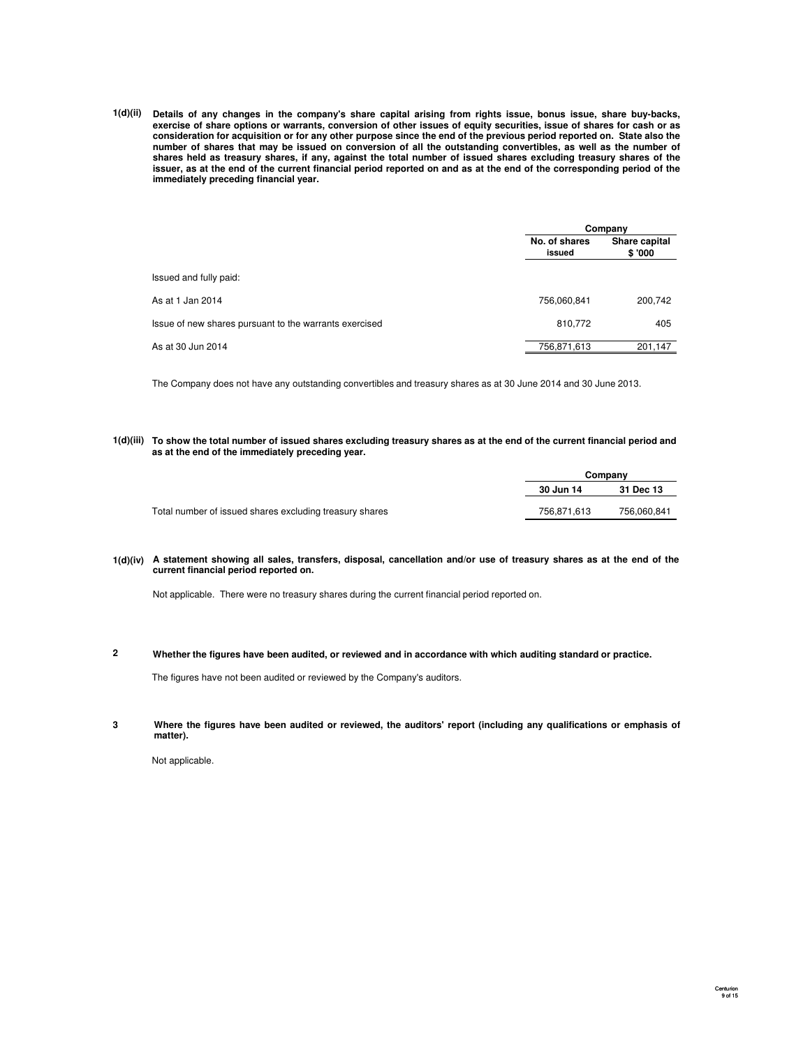**1(d)(ii) Details of any changes in the company's share capital arising from rights issue, bonus issue, share buy-backs, exercise of share options or warrants, conversion of other issues of equity securities, issue of shares for cash or as consideration for acquisition or for any other purpose since the end of the previous period reported on. State also the number of shares that may be issued on conversion of all the outstanding convertibles, as well as the number of shares held as treasury shares, if any, against the total number of issued shares excluding treasury shares of the issuer, as at the end of the current financial period reported on and as at the end of the corresponding period of the immediately preceding financial year.**

| | Company | |
|---|---|---|
| | No. of shares issued | Share capital $ '000 |
| Issued and fully paid: | | |
| As at 1 Jan 2014 | 756,060,841 | 200,742 |
| Issue of new shares pursuant to the warrants exercised | 810,772 | 405 |
| As at 30 Jun 2014 | 756,871,613 | 201,147 |

The Company does not have any outstanding convertibles and treasury shares as at 30 June 2014 and 30 June 2013.

**1(d)(iii) To show the total number of issued shares excluding treasury shares as at the end of the current financial period and as at the end of the immediately preceding year.**

| | Company | |
|---|---|---|
| | 30 Jun 14 | 31 Dec 13 |
| Total number of issued shares excluding treasury shares | 756,871,613 | 756,060,841 |

**1(d)(iv) A statement showing all sales, transfers, disposal, cancellation and/or use of treasury shares as at the end of the current financial period reported on.**

Not applicable. There were no treasury shares during the current financial period reported on.

**2 Whether the figures have been audited, or reviewed and in accordance with which auditing standard or practice.**

The figures have not been audited or reviewed by the Company's auditors.

**3 Where the figures have been audited or reviewed, the auditors' report (including any qualifications or emphasis of matter).**

Not applicable.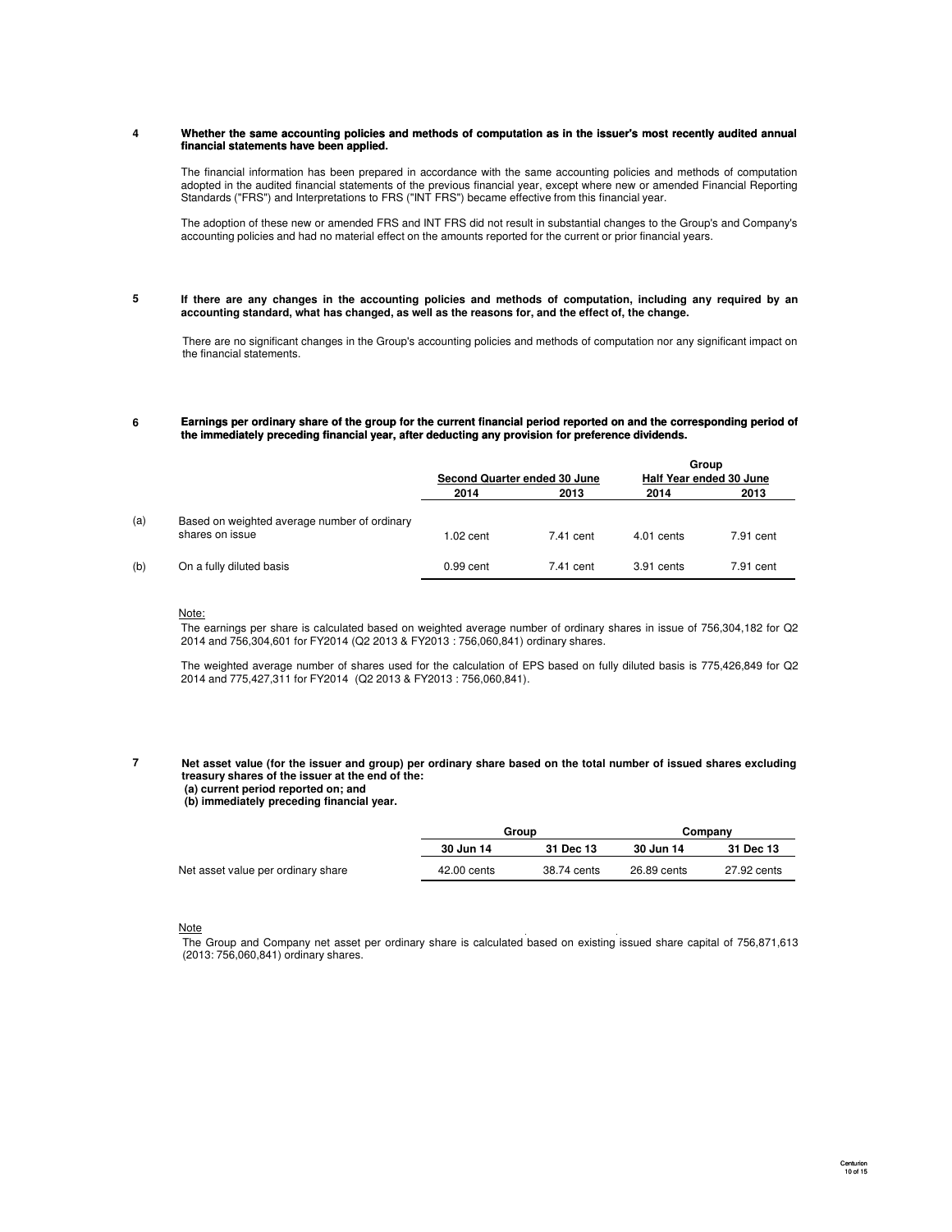**4 Whether the same accounting policies and methods of computation as in the issuer's most recently audited annual financial statements have been applied.**

The financial information has been prepared in accordance with the same accounting policies and methods of computation adopted in the audited financial statements of the previous financial year, except where new or amended Financial Reporting Standards ("FRS") and Interpretations to FRS ("INT FRS") became effective from this financial year.

The adoption of these new or amended FRS and INT FRS did not result in substantial changes to the Group's and Company's accounting policies and had no material effect on the amounts reported for the current or prior financial years.

**5 If there are any changes in the accounting policies and methods of computation, including any required by an accounting standard, what has changed, as well as the reasons for, and the effect of, the change.**

There are no significant changes in the Group's accounting policies and methods of computation nor any significant impact on the financial statements.

**6 Earnings per ordinary share of the group for the current financial period reported on and the corresponding period of the immediately preceding financial year, after deducting any provision for preference dividends.**

| | | Group | | | |
|---|---|---|---|---|---|
| | | Second Quarter ended 30 June | | Half Year ended 30 June | |
| | | 2014 | 2013 | 2014 | 2013 |
| (a) | Based on weighted average number of ordinary shares on issue | 1.02 cent | 7.41 cent | 4.01 cents | 7.91 cent |
| (b) | On a fully diluted basis | 0.99 cent | 7.41 cent | 3.91 cents | 7.91 cent |

Note:
The earnings per share is calculated based on weighted average number of ordinary shares in issue of 756,304,182 for Q2 2014 and 756,304,601 for FY2014 (Q2 2013 & FY2013 : 756,060,841) ordinary shares.

The weighted average number of shares used for the calculation of EPS based on fully diluted basis is 775,426,849 for Q2 2014 and 775,427,311 for FY2014 (Q2 2013 & FY2013 : 756,060,841).

**7 Net asset value (for the issuer and group) per ordinary share based on the total number of issued shares excluding treasury shares of the issuer at the end of the:**
**(a) current period reported on; and**
**(b) immediately preceding financial year.**

| | Group | | Company | |
|---|---|---|---|---|
| | 30 Jun 14 | 31 Dec 13 | 30 Jun 14 | 31 Dec 13 |
| Net asset value per ordinary share | 42.00 cents | 38.74 cents | 26.89 cents | 27.92 cents |

Note
The Group and Company net asset per ordinary share is calculated based on existing issued share capital of 756,871,613 (2013: 756,060,841) ordinary shares.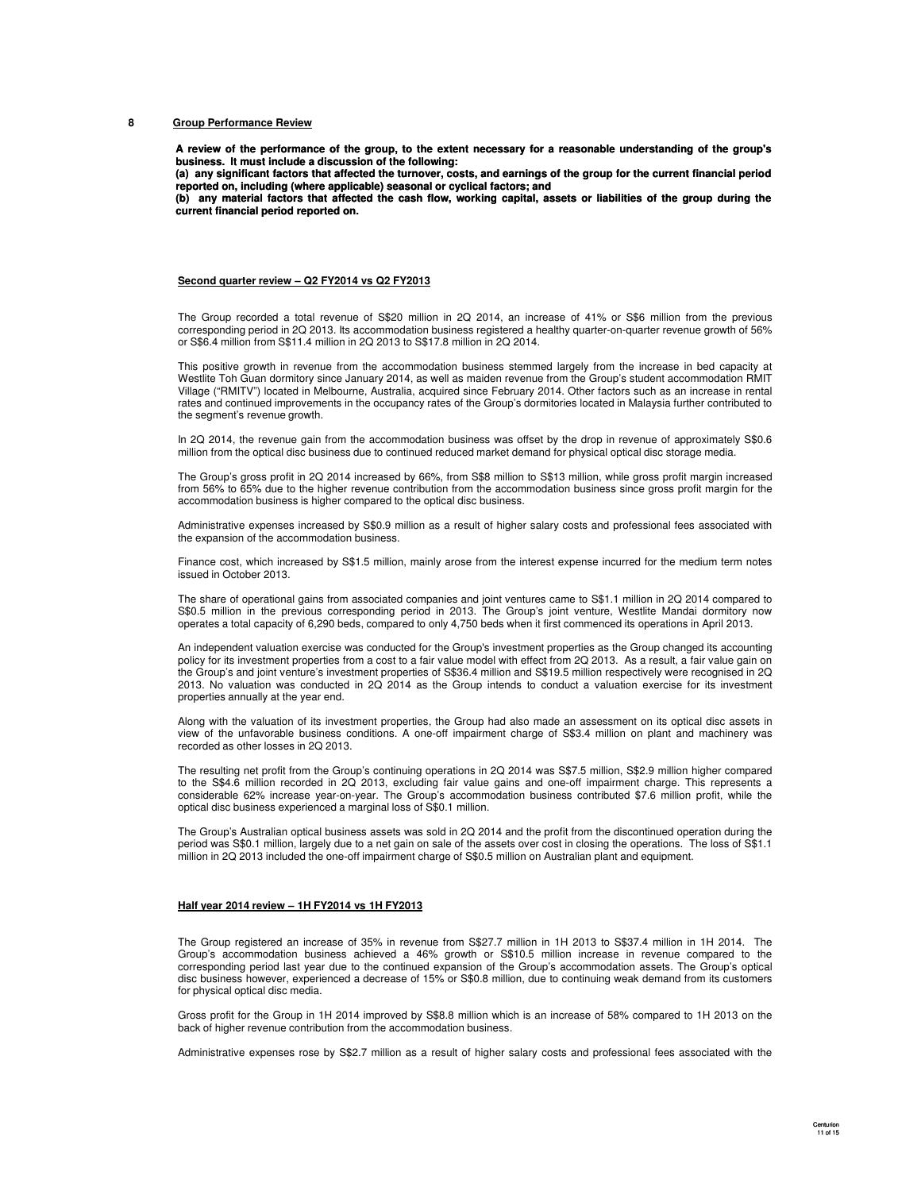## 8 Group Performance Review

**A review of the performance of the group, to the extent necessary for a reasonable understanding of the group's business. It must include a discussion of the following:**
**(a) any significant factors that affected the turnover, costs, and earnings of the group for the current financial period reported on, including (where applicable) seasonal or cyclical factors; and**
**(b) any material factors that affected the cash flow, working capital, assets or liabilities of the group during the current financial period reported on.**

### Second quarter review – Q2 FY2014 vs Q2 FY2013

The Group recorded a total revenue of S$20 million in 2Q 2014, an increase of 41% or S$6 million from the previous corresponding period in 2Q 2013. Its accommodation business registered a healthy quarter-on-quarter revenue growth of 56% or S$6.4 million from S$11.4 million in 2Q 2013 to S$17.8 million in 2Q 2014.

This positive growth in revenue from the accommodation business stemmed largely from the increase in bed capacity at Westlite Toh Guan dormitory since January 2014, as well as maiden revenue from the Group's student accommodation RMIT Village ("RMITV") located in Melbourne, Australia, acquired since February 2014. Other factors such as an increase in rental rates and continued improvements in the occupancy rates of the Group's dormitories located in Malaysia further contributed to the segment's revenue growth.

In 2Q 2014, the revenue gain from the accommodation business was offset by the drop in revenue of approximately S$0.6 million from the optical disc business due to continued reduced market demand for physical optical disc storage media.

The Group's gross profit in 2Q 2014 increased by 66%, from S$8 million to S$13 million, while gross profit margin increased from 56% to 65% due to the higher revenue contribution from the accommodation business since gross profit margin for the accommodation business is higher compared to the optical disc business.

Administrative expenses increased by S$0.9 million as a result of higher salary costs and professional fees associated with the expansion of the accommodation business.

Finance cost, which increased by S$1.5 million, mainly arose from the interest expense incurred for the medium term notes issued in October 2013.

The share of operational gains from associated companies and joint ventures came to S$1.1 million in 2Q 2014 compared to S$0.5 million in the previous corresponding period in 2013. The Group's joint venture, Westlite Mandai dormitory now operates a total capacity of 6,290 beds, compared to only 4,750 beds when it first commenced its operations in April 2013.

An independent valuation exercise was conducted for the Group's investment properties as the Group changed its accounting policy for its investment properties from a cost to a fair value model with effect from 2Q 2013. As a result, a fair value gain on the Group's and joint venture's investment properties of S$36.4 million and S$19.5 million respectively were recognised in 2Q 2013. No valuation was conducted in 2Q 2014 as the Group intends to conduct a valuation exercise for its investment properties annually at the year end.

Along with the valuation of its investment properties, the Group had also made an assessment on its optical disc assets in view of the unfavorable business conditions. A one-off impairment charge of S$3.4 million on plant and machinery was recorded as other losses in 2Q 2013.

The resulting net profit from the Group's continuing operations in 2Q 2014 was S$7.5 million, S$2.9 million higher compared to the S$4.6 million recorded in 2Q 2013, excluding fair value gains and one-off impairment charge. This represents a considerable 62% increase year-on-year. The Group's accommodation business contributed $7.6 million profit, while the optical disc business experienced a marginal loss of S$0.1 million.

The Group's Australian optical business assets was sold in 2Q 2014 and the profit from the discontinued operation during the period was S$0.1 million, largely due to a net gain on sale of the assets over cost in closing the operations. The loss of S$1.1 million in 2Q 2013 included the one-off impairment charge of S$0.5 million on Australian plant and equipment.

### Half year 2014 review – 1H FY2014 vs 1H FY2013

The Group registered an increase of 35% in revenue from S$27.7 million in 1H 2013 to S$37.4 million in 1H 2014. The Group's accommodation business achieved a 46% growth or S$10.5 million increase in revenue compared to the corresponding period last year due to the continued expansion of the Group's accommodation assets. The Group's optical disc business however, experienced a decrease of 15% or S$0.8 million, due to continuing weak demand from its customers for physical optical disc media.

Gross profit for the Group in 1H 2014 improved by S$8.8 million which is an increase of 58% compared to 1H 2013 on the back of higher revenue contribution from the accommodation business.

Administrative expenses rose by S$2.7 million as a result of higher salary costs and professional fees associated with the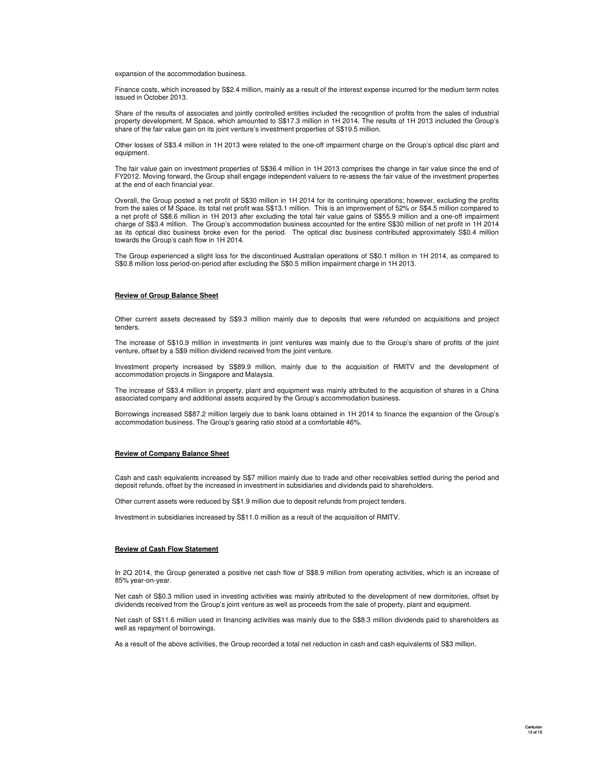expansion of the accommodation business.

Finance costs, which increased by S$2.4 million, mainly as a result of the interest expense incurred for the medium term notes issued in October 2013.

Share of the results of associates and jointly controlled entities included the recognition of profits from the sales of industrial property development, M Space, which amounted to S$17.3 million in 1H 2014. The results of 1H 2013 included the Group's share of the fair value gain on its joint venture's investment properties of S$19.5 million.

Other losses of S$3.4 million in 1H 2013 were related to the one-off impairment charge on the Group's optical disc plant and equipment.

The fair value gain on investment properties of S$36.4 million in 1H 2013 comprises the change in fair value since the end of FY2012. Moving forward, the Group shall engage independent valuers to re-assess the fair value of the investment properties at the end of each financial year.

Overall, the Group posted a net profit of S$30 million in 1H 2014 for its continuing operations; however, excluding the profits from the sales of M Space, its total net profit was S$13.1 million. This is an improvement of 52% or S$4.5 million compared to a net profit of S$8.6 million in 1H 2013 after excluding the total fair value gains of S$55.9 million and a one-off impairment charge of S$3.4 million. The Group's accommodation business accounted for the entire S$30 million of net profit in 1H 2014 as its optical disc business broke even for the period. The optical disc business contributed approximately S$0.4 million towards the Group's cash flow in 1H 2014.

The Group experienced a slight loss for the discontinued Australian operations of S$0.1 million in 1H 2014, as compared to S$0.8 million loss period-on-period after excluding the S$0.5 million impairment charge in 1H 2013.

**Review of Group Balance Sheet**

Other current assets decreased by S$9.3 million mainly due to deposits that were refunded on acquisitions and project tenders.

The increase of S$10.9 million in investments in joint ventures was mainly due to the Group's share of profits of the joint venture, offset by a S$9 million dividend received from the joint venture.

Investment property increased by S$89.9 million, mainly due to the acquisition of RMITV and the development of accommodation projects in Singapore and Malaysia.

The increase of S$3.4 million in property, plant and equipment was mainly attributed to the acquisition of shares in a China associated company and additional assets acquired by the Group's accommodation business.

Borrowings increased S$87.2 million largely due to bank loans obtained in 1H 2014 to finance the expansion of the Group's accommodation business. The Group's gearing ratio stood at a comfortable 46%.

**Review of Company Balance Sheet**

Cash and cash equivalents increased by S$7 million mainly due to trade and other receivables settled during the period and deposit refunds, offset by the increased in investment in subsidiaries and dividends paid to shareholders.

Other current assets were reduced by S$1.9 million due to deposit refunds from project tenders.

Investment in subsidiaries increased by S$11.0 million as a result of the acquisition of RMITV.

**Review of Cash Flow Statement**

In 2Q 2014, the Group generated a positive net cash flow of S$8.9 million from operating activities, which is an increase of 85% year-on-year.

Net cash of S$0.3 million used in investing activities was mainly attributed to the development of new dormitories, offset by dividends received from the Group's joint venture as well as proceeds from the sale of property, plant and equipment.

Net cash of S$11.6 million used in financing activities was mainly due to the S$8.3 million dividends paid to shareholders as well as repayment of borrowings.

As a result of the above activities, the Group recorded a total net reduction in cash and cash equivalents of S$3 million.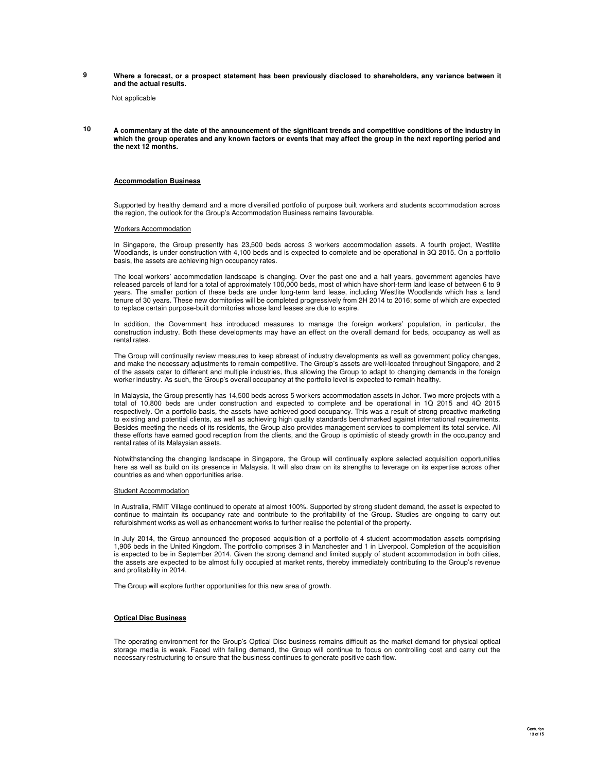**9 Where a forecast, or a prospect statement has been previously disclosed to shareholders, any variance between it and the actual results.**

Not applicable

**10 A commentary at the date of the announcement of the significant trends and competitive conditions of the industry in which the group operates and any known factors or events that may affect the group in the next reporting period and the next 12 months.**

**Accommodation Business**

Supported by healthy demand and a more diversified portfolio of purpose built workers and students accommodation across the region, the outlook for the Group's Accommodation Business remains favourable.

Workers Accommodation

In Singapore, the Group presently has 23,500 beds across 3 workers accommodation assets. A fourth project, Westlite Woodlands, is under construction with 4,100 beds and is expected to complete and be operational in 3Q 2015. On a portfolio basis, the assets are achieving high occupancy rates.

The local workers' accommodation landscape is changing. Over the past one and a half years, government agencies have released parcels of land for a total of approximately 100,000 beds, most of which have short-term land lease of between 6 to 9 years. The smaller portion of these beds are under long-term land lease, including Westlite Woodlands which has a land tenure of 30 years. These new dormitories will be completed progressively from 2H 2014 to 2016; some of which are expected to replace certain purpose-built dormitories whose land leases are due to expire.

In addition, the Government has introduced measures to manage the foreign workers' population, in particular, the construction industry. Both these developments may have an effect on the overall demand for beds, occupancy as well as rental rates.

The Group will continually review measures to keep abreast of industry developments as well as government policy changes, and make the necessary adjustments to remain competitive. The Group's assets are well-located throughout Singapore, and 2 of the assets cater to different and multiple industries, thus allowing the Group to adapt to changing demands in the foreign worker industry. As such, the Group's overall occupancy at the portfolio level is expected to remain healthy.

In Malaysia, the Group presently has 14,500 beds across 5 workers accommodation assets in Johor. Two more projects with a total of 10,800 beds are under construction and expected to complete and be operational in 1Q 2015 and 4Q 2015 respectively. On a portfolio basis, the assets have achieved good occupancy. This was a result of strong proactive marketing to existing and potential clients, as well as achieving high quality standards benchmarked against international requirements. Besides meeting the needs of its residents, the Group also provides management services to complement its total service. All these efforts have earned good reception from the clients, and the Group is optimistic of steady growth in the occupancy and rental rates of its Malaysian assets.

Notwithstanding the changing landscape in Singapore, the Group will continually explore selected acquisition opportunities here as well as build on its presence in Malaysia. It will also draw on its strengths to leverage on its expertise across other countries as and when opportunities arise.

Student Accommodation

In Australia, RMIT Village continued to operate at almost 100%. Supported by strong student demand, the asset is expected to continue to maintain its occupancy rate and contribute to the profitability of the Group. Studies are ongoing to carry out refurbishment works as well as enhancement works to further realise the potential of the property.

In July 2014, the Group announced the proposed acquisition of a portfolio of 4 student accommodation assets comprising 1,906 beds in the United Kingdom. The portfolio comprises 3 in Manchester and 1 in Liverpool. Completion of the acquisition is expected to be in September 2014. Given the strong demand and limited supply of student accommodation in both cities, the assets are expected to be almost fully occupied at market rents, thereby immediately contributing to the Group's revenue and profitability in 2014.

The Group will explore further opportunities for this new area of growth.

**Optical Disc Business**

The operating environment for the Group's Optical Disc business remains difficult as the market demand for physical optical storage media is weak. Faced with falling demand, the Group will continue to focus on controlling cost and carry out the necessary restructuring to ensure that the business continues to generate positive cash flow.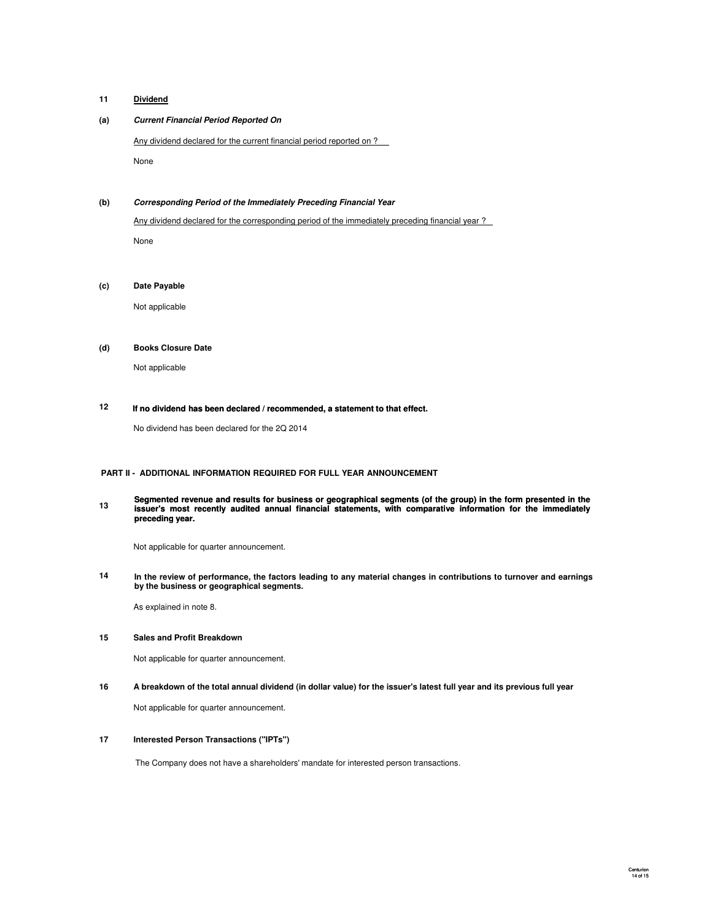**11 Dividend**

**(a) *Current Financial Period Reported On***

Any dividend declared for the current financial period reported on ?

None

**(b) *Corresponding Period of the Immediately Preceding Financial Year***

Any dividend declared for the corresponding period of the immediately preceding financial year ?

None

**(c) Date Payable**

Not applicable

**(d) Books Closure Date**

Not applicable

**12 If no dividend has been declared / recommended, a statement to that effect.**

No dividend has been declared for the 2Q 2014

**PART II - ADDITIONAL INFORMATION REQUIRED FOR FULL YEAR ANNOUNCEMENT**

**13 Segmented revenue and results for business or geographical segments (of the group) in the form presented in the issuer's most recently audited annual financial statements, with comparative information for the immediately preceding year.**

Not applicable for quarter announcement.

**14 In the review of performance, the factors leading to any material changes in contributions to turnover and earnings by the business or geographical segments.**

As explained in note 8.

**15 Sales and Profit Breakdown**

Not applicable for quarter announcement.

**16 A breakdown of the total annual dividend (in dollar value) for the issuer's latest full year and its previous full year**

Not applicable for quarter announcement.

**17 Interested Person Transactions ("IPTs")**

The Company does not have a shareholders' mandate for interested person transactions.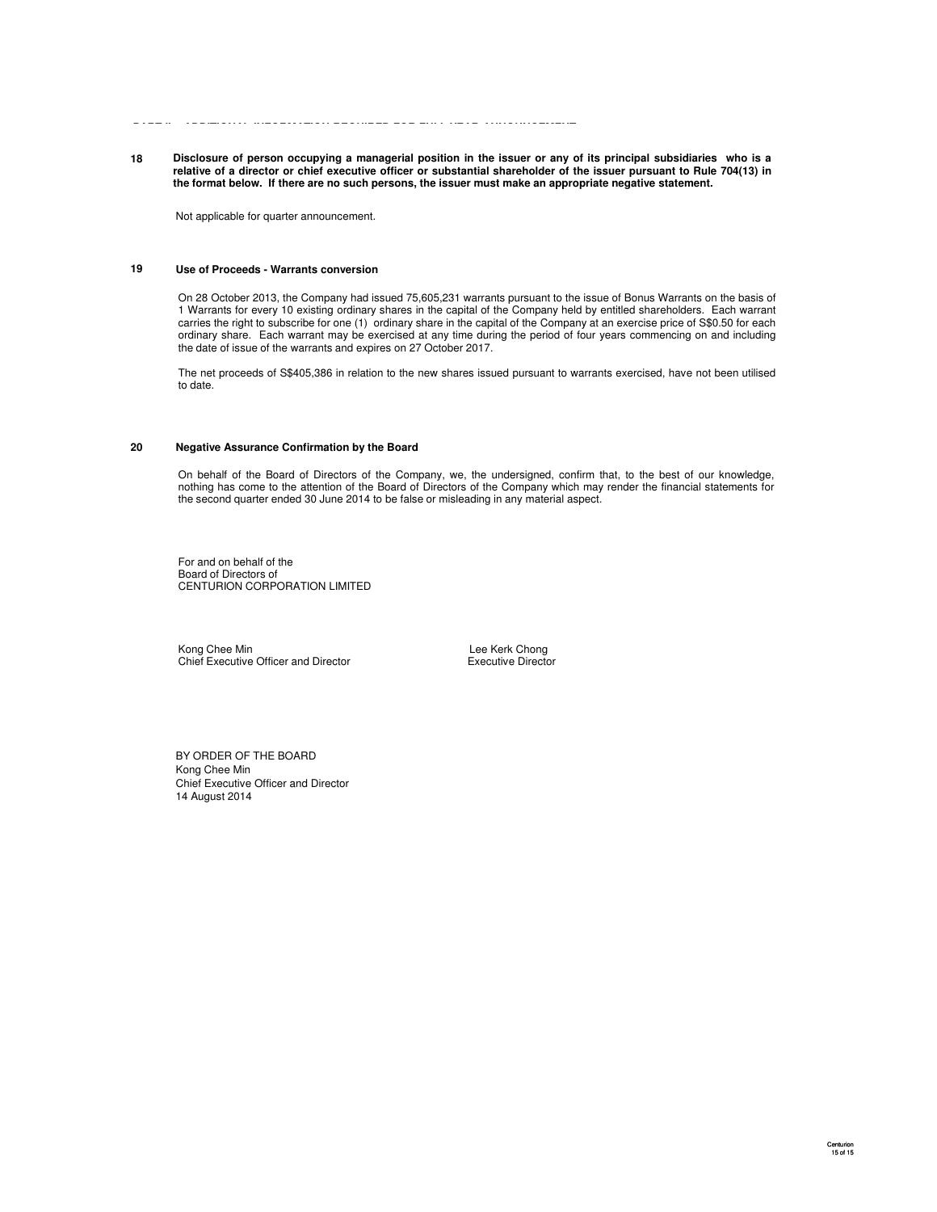**18 Disclosure of person occupying a managerial position in the issuer or any of its principal subsidiaries who is a relative of a director or chief executive officer or substantial shareholder of the issuer pursuant to Rule 704(13) in the format below. If there are no such persons, the issuer must make an appropriate negative statement.**

Not applicable for quarter announcement.

**19 Use of Proceeds - Warrants conversion**

On 28 October 2013, the Company had issued 75,605,231 warrants pursuant to the issue of Bonus Warrants on the basis of 1 Warrants for every 10 existing ordinary shares in the capital of the Company held by entitled shareholders. Each warrant carries the right to subscribe for one (1) ordinary share in the capital of the Company at an exercise price of S$0.50 for each ordinary share. Each warrant may be exercised at any time during the period of four years commencing on and including the date of issue of the warrants and expires on 27 October 2017.

The net proceeds of S$405,386 in relation to the new shares issued pursuant to warrants exercised, have not been utilised to date.

**20 Negative Assurance Confirmation by the Board**

On behalf of the Board of Directors of the Company, we, the undersigned, confirm that, to the best of our knowledge, nothing has come to the attention of the Board of Directors of the Company which may render the financial statements for the second quarter ended 30 June 2014 to be false or misleading in any material aspect.

For and on behalf of the
Board of Directors of
CENTURION CORPORATION LIMITED

Kong Chee Min
Chief Executive Officer and Director

Lee Kerk Chong
Executive Director

BY ORDER OF THE BOARD
Kong Chee Min
Chief Executive Officer and Director
14 August 2014